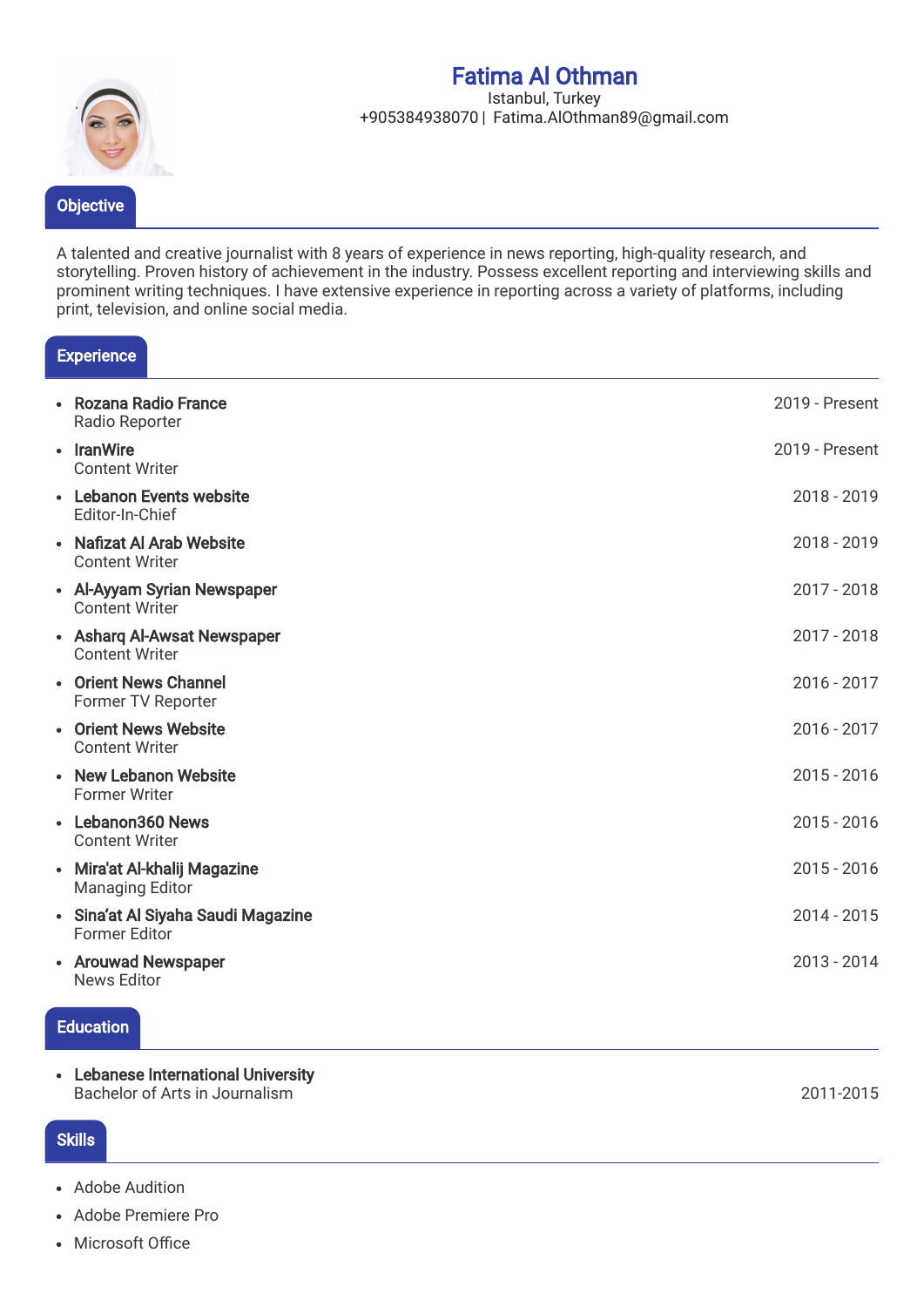# Fatima Al Othman

Istanbul, Turkey
+905384938070 | Fatima.AlOthman89@gmail.com

## Objective

A talented and creative journalist with 8 years of experience in news reporting, high-quality research, and storytelling. Proven history of achievement in the industry. Possess excellent reporting and interviewing skills and prominent writing techniques. I have extensive experience in reporting across a variety of platforms, including print, television, and online social media.

## Experience

- **Rozana Radio France** — 2019 - Present
  Radio Reporter
- **IranWire** — 2019 - Present
  Content Writer
- **Lebanon Events website** — 2018 - 2019
  Editor-In-Chief
- **Nafizat Al Arab Website** — 2018 - 2019
  Content Writer
- **Al-Ayyam Syrian Newspaper** — 2017 - 2018
  Content Writer
- **Asharq Al-Awsat Newspaper** — 2017 - 2018
  Content Writer
- **Orient News Channel** — 2016 - 2017
  Former TV Reporter
- **Orient News Website** — 2016 - 2017
  Content Writer
- **New Lebanon Website** — 2015 - 2016
  Former Writer
- **Lebanon360 News** — 2015 - 2016
  Content Writer
- **Mira'at Al-khalij Magazine** — 2015 - 2016
  Managing Editor
- **Sina’at Al Siyaha Saudi Magazine** — 2014 - 2015
  Former Editor
- **Arouwad Newspaper** — 2013 - 2014
  News Editor

## Education

- **Lebanese International University**
  Bachelor of Arts in Journalism — 2011-2015

## Skills

- Adobe Audition
- Adobe Premiere Pro
- Microsoft Office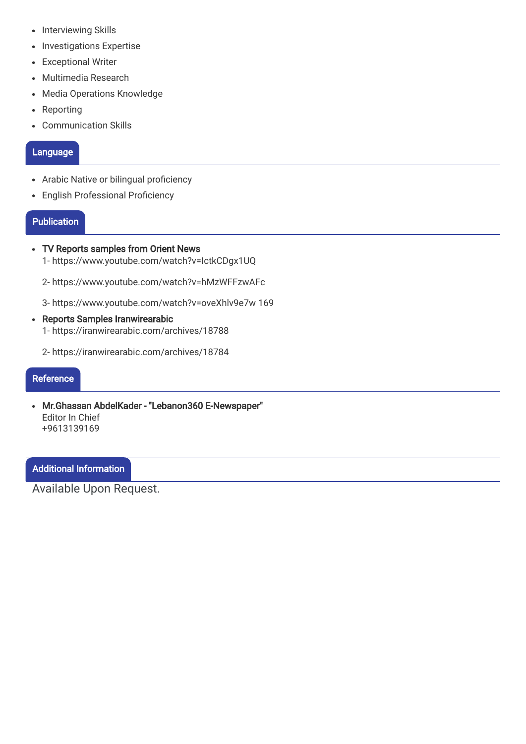- Interviewing Skills
- Investigations Expertise
- Exceptional Writer
- Multimedia Research
- Media Operations Knowledge
- Reporting
- Communication Skills

## Language

- Arabic Native or bilingual proficiency
- English Professional Proficiency

## Publication

- **TV Reports samples from Orient News**
  1- https://www.youtube.com/watch?v=IctkCDgx1UQ

  2- https://www.youtube.com/watch?v=hMzWFFzwAFc

  3- https://www.youtube.com/watch?v=oveXhlv9e7w 169
- **Reports Samples Iranwirearabic**
  1- https://iranwirearabic.com/archives/18788

  2- https://iranwirearabic.com/archives/18784

## Reference

- **Mr.Ghassan AbdelKader - "Lebanon360 E-Newspaper"**
  Editor In Chief
  +9613139169

## Additional Information

Available Upon Request.